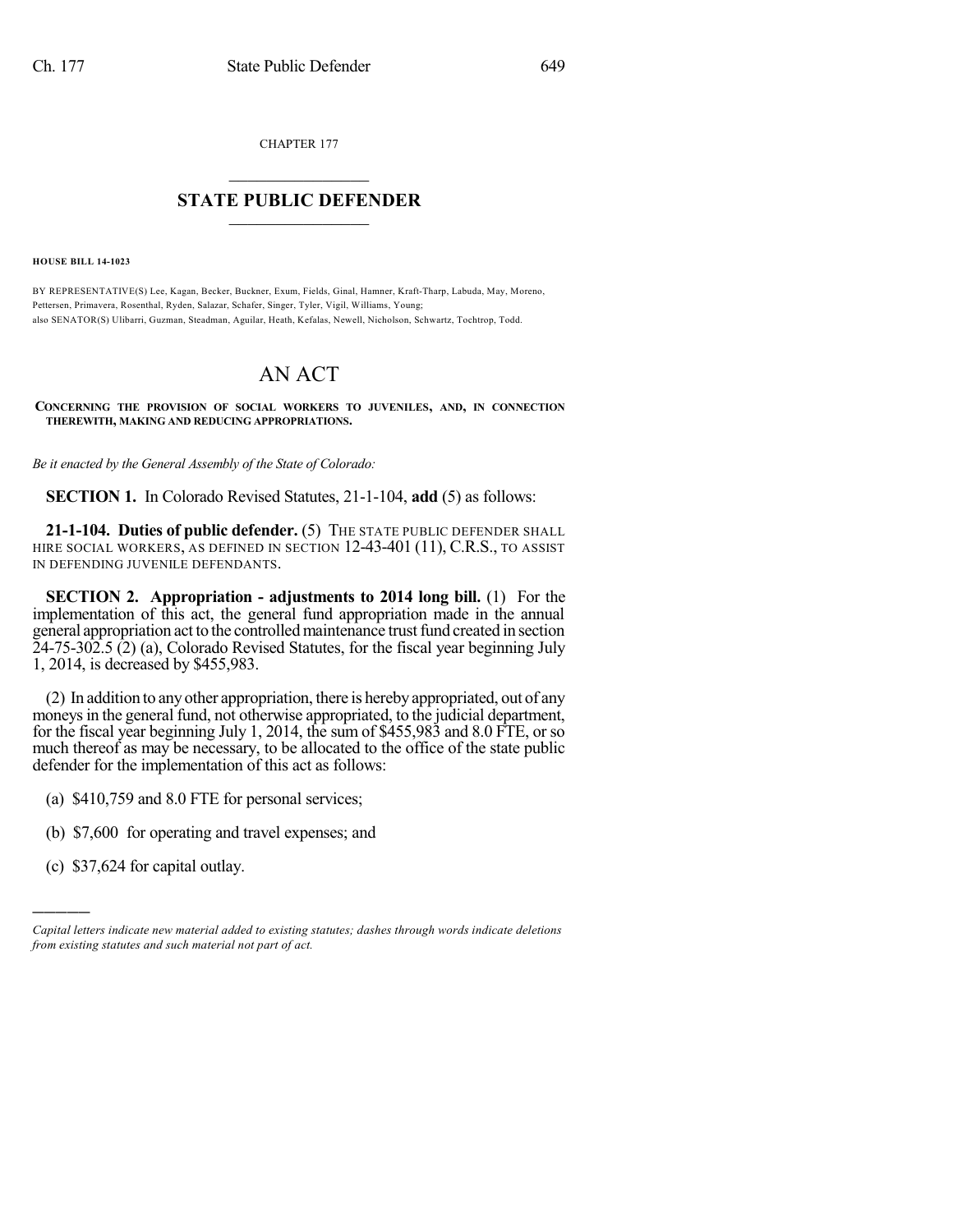CHAPTER 177

# STATE PUBLIC DEFENDER

**HOUSE BILL 14-1023**

BY REPRESENTATIVE(S) Lee, Kagan, Becker, Buckner, Exum, Fields, Ginal, Hamner, Kraft-Tharp, Labuda, May, Moreno, Pettersen, Primavera, Rosenthal, Ryden, Salazar, Schafer, Singer, Tyler, Vigil, Williams, Young;
also SENATOR(S) Ulibarri, Guzman, Steadman, Aguilar, Heath, Kefalas, Newell, Nicholson, Schwartz, Tochtrop, Todd.

# AN ACT

**CONCERNING THE PROVISION OF SOCIAL WORKERS TO JUVENILES, AND, IN CONNECTION THEREWITH, MAKING AND REDUCING APPROPRIATIONS.**

*Be it enacted by the General Assembly of the State of Colorado:*

**SECTION 1.** In Colorado Revised Statutes, 21-1-104, **add** (5) as follows:

**21-1-104. Duties of public defender.** (5) THE STATE PUBLIC DEFENDER SHALL HIRE SOCIAL WORKERS, AS DEFINED IN SECTION 12-43-401 (11), C.R.S., TO ASSIST IN DEFENDING JUVENILE DEFENDANTS.

**SECTION 2. Appropriation - adjustments to 2014 long bill.** (1) For the implementation of this act, the general fund appropriation made in the annual general appropriation act to the controlled maintenance trust fund created in section 24-75-302.5 (2) (a), Colorado Revised Statutes, for the fiscal year beginning July 1, 2014, is decreased by $455,983.

(2) In addition to any other appropriation, there is hereby appropriated, out of any moneys in the general fund, not otherwise appropriated, to the judicial department, for the fiscal year beginning July 1, 2014, the sum of $455,983 and 8.0 FTE, or so much thereof as may be necessary, to be allocated to the office of the state public defender for the implementation of this act as follows:

(a) $410,759 and 8.0 FTE for personal services;

(b) $7,600 for operating and travel expenses; and

(c) $37,624 for capital outlay.

---

*Capital letters indicate new material added to existing statutes; dashes through words indicate deletions from existing statutes and such material not part of act.*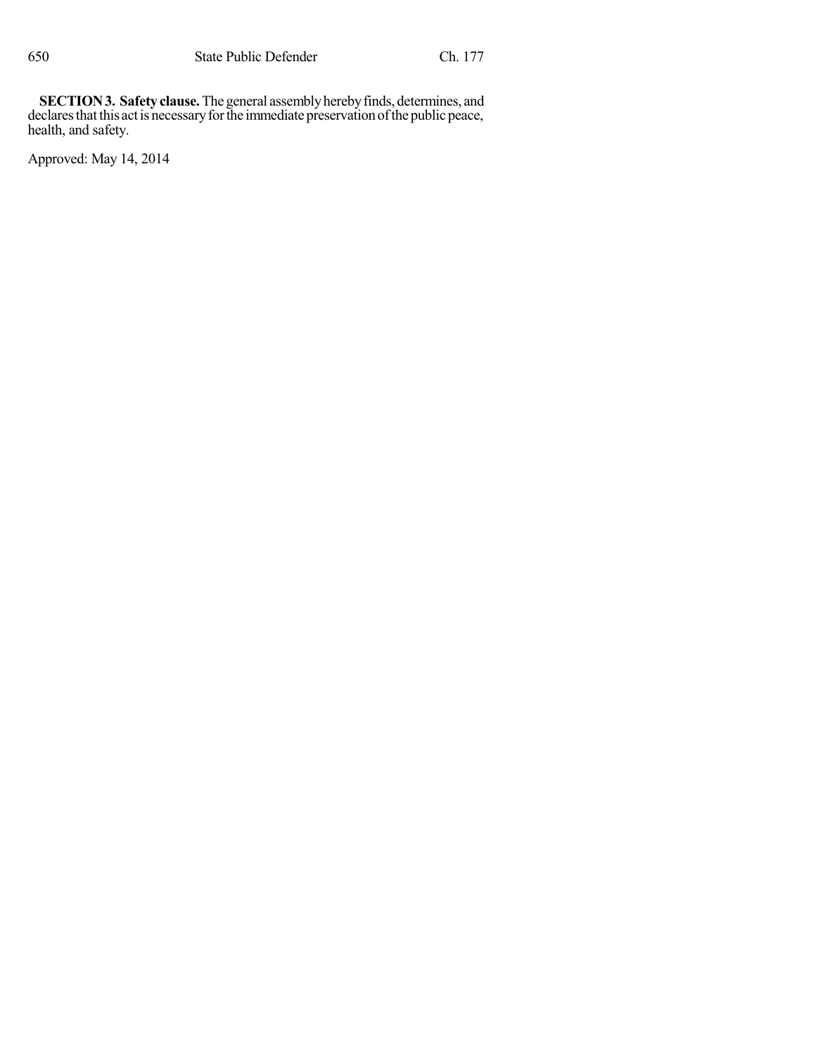**SECTION 3. Safety clause.** The general assembly hereby finds, determines, and declares that this act is necessary for the immediate preservation of the public peace, health, and safety.

Approved: May 14, 2014